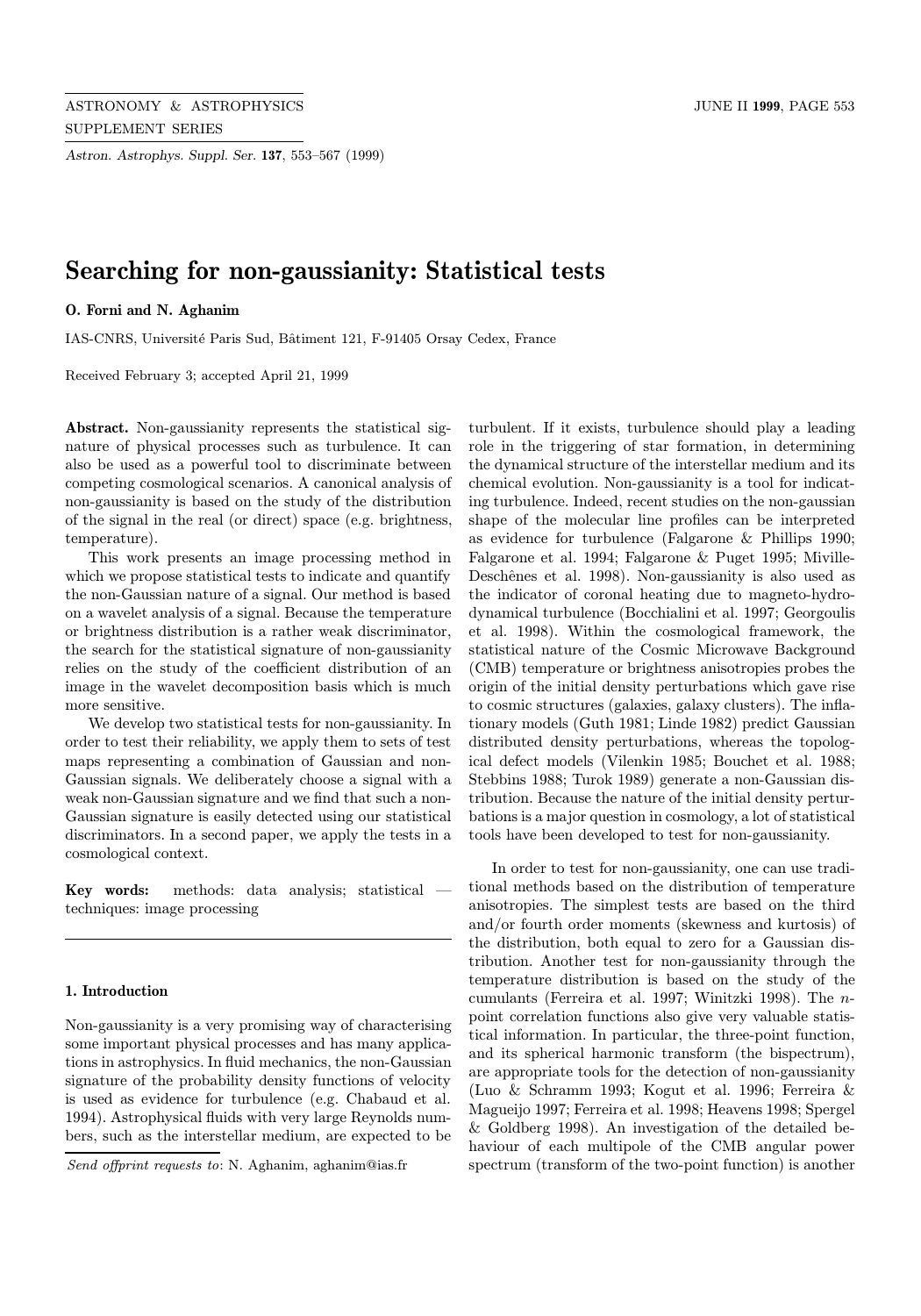# Searching for non-gaussianity: Statistical tests

**O. Forni and N. Aghanim**

IAS-CNRS, Université Paris Sud, Bâtiment 121, F-91405 Orsay Cedex, France

Received February 3; accepted April 21, 1999

**Abstract.** Non-gaussianity represents the statistical signature of physical processes such as turbulence. It can also be used as a powerful tool to discriminate between competing cosmological scenarios. A canonical analysis of non-gaussianity is based on the study of the distribution of the signal in the real (or direct) space (e.g. brightness, temperature).

This work presents an image processing method in which we propose statistical tests to indicate and quantify the non-Gaussian nature of a signal. Our method is based on a wavelet analysis of a signal. Because the temperature or brightness distribution is a rather weak discriminator, the search for the statistical signature of non-gaussianity relies on the study of the coefficient distribution of an image in the wavelet decomposition basis which is much more sensitive.

We develop two statistical tests for non-gaussianity. In order to test their reliability, we apply them to sets of test maps representing a combination of Gaussian and non-Gaussian signals. We deliberately choose a signal with a weak non-Gaussian signature and we find that such a non-Gaussian signature is easily detected using our statistical discriminators. In a second paper, we apply the tests in a cosmological context.

**Key words:** methods: data analysis; statistical — techniques: image processing

## 1. Introduction

Non-gaussianity is a very promising way of characterising some important physical processes and has many applications in astrophysics. In fluid mechanics, the non-Gaussian signature of the probability density functions of velocity is used as evidence for turbulence (e.g. Chabaud et al. 1994). Astrophysical fluids with very large Reynolds numbers, such as the interstellar medium, are expected to be turbulent. If it exists, turbulence should play a leading role in the triggering of star formation, in determining the dynamical structure of the interstellar medium and its chemical evolution. Non-gaussianity is a tool for indicating turbulence. Indeed, recent studies on the non-gaussian shape of the molecular line profiles can be interpreted as evidence for turbulence (Falgarone & Phillips 1990; Falgarone et al. 1994; Falgarone & Puget 1995; Miville-Deschênes et al. 1998). Non-gaussianity is also used as the indicator of coronal heating due to magneto-hydrodynamical turbulence (Bocchialini et al. 1997; Georgoulis et al. 1998). Within the cosmological framework, the statistical nature of the Cosmic Microwave Background (CMB) temperature or brightness anisotropies probes the origin of the initial density perturbations which gave rise to cosmic structures (galaxies, galaxy clusters). The inflationary models (Guth 1981; Linde 1982) predict Gaussian distributed density perturbations, whereas the topological defect models (Vilenkin 1985; Bouchet et al. 1988; Stebbins 1988; Turok 1989) generate a non-Gaussian distribution. Because the nature of the initial density perturbations is a major question in cosmology, a lot of statistical tools have been developed to test for non-gaussianity.

In order to test for non-gaussianity, one can use traditional methods based on the distribution of temperature anisotropies. The simplest tests are based on the third and/or fourth order moments (skewness and kurtosis) of the distribution, both equal to zero for a Gaussian distribution. Another test for non-gaussianity through the temperature distribution is based on the study of the cumulants (Ferreira et al. 1997; Winitzki 1998). The $n$-point correlation functions also give very valuable statistical information. In particular, the three-point function, and its spherical harmonic transform (the bispectrum), are appropriate tools for the detection of non-gaussianity (Luo & Schramm 1993; Kogut et al. 1996; Ferreira & Magueijo 1997; Ferreira et al. 1998; Heavens 1998; Spergel & Goldberg 1998). An investigation of the detailed behaviour of each multipole of the CMB angular power spectrum (transform of the two-point function) is another

*Send offprint requests to*: N. Aghanim, aghanim@ias.fr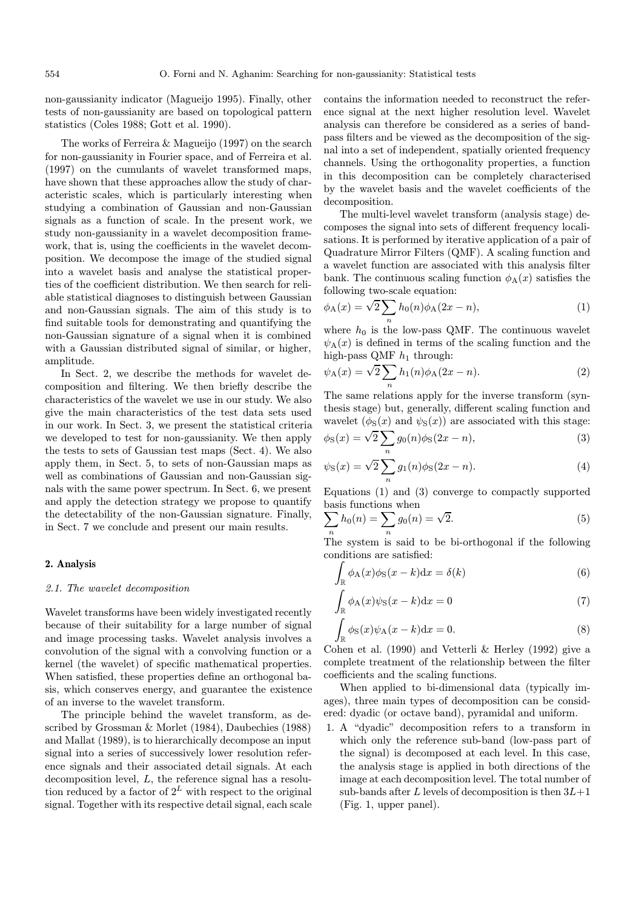non-gaussianity indicator (Magueijo 1995). Finally, other tests of non-gaussianity are based on topological pattern statistics (Coles 1988; Gott et al. 1990).

The works of Ferreira & Magueijo (1997) on the search for non-gaussianity in Fourier space, and of Ferreira et al. (1997) on the cumulants of wavelet transformed maps, have shown that these approaches allow the study of characteristic scales, which is particularly interesting when studying a combination of Gaussian and non-Gaussian signals as a function of scale. In the present work, we study non-gaussianity in a wavelet decomposition framework, that is, using the coefficients in the wavelet decomposition. We decompose the image of the studied signal into a wavelet basis and analyse the statistical properties of the coefficient distribution. We then search for reliable statistical diagnoses to distinguish between Gaussian and non-Gaussian signals. The aim of this study is to find suitable tools for demonstrating and quantifying the non-Gaussian signature of a signal when it is combined with a Gaussian distributed signal of similar, or higher, amplitude.

In Sect. 2, we describe the methods for wavelet decomposition and filtering. We then briefly describe the characteristics of the wavelet we use in our study. We also give the main characteristics of the test data sets used in our work. In Sect. 3, we present the statistical criteria we developed to test for non-gaussianity. We then apply the tests to sets of Gaussian test maps (Sect. 4). We also apply them, in Sect. 5, to sets of non-Gaussian maps as well as combinations of Gaussian and non-Gaussian signals with the same power spectrum. In Sect. 6, we present and apply the detection strategy we propose to quantify the detectability of the non-Gaussian signature. Finally, in Sect. 7 we conclude and present our main results.

## 2. Analysis

### 2.1. The wavelet decomposition

Wavelet transforms have been widely investigated recently because of their suitability for a large number of signal and image processing tasks. Wavelet analysis involves a convolution of the signal with a convolving function or a kernel (the wavelet) of specific mathematical properties. When satisfied, these properties define an orthogonal basis, which conserves energy, and guarantee the existence of an inverse to the wavelet transform.

The principle behind the wavelet transform, as described by Grossman & Morlet (1984), Daubechies (1988) and Mallat (1989), is to hierarchically decompose an input signal into a series of successively lower resolution reference signals and their associated detail signals. At each decomposition level, $L$, the reference signal has a resolution reduced by a factor of $2^L$ with respect to the original signal. Together with its respective detail signal, each scale contains the information needed to reconstruct the reference signal at the next higher resolution level. Wavelet analysis can therefore be considered as a series of bandpass filters and be viewed as the decomposition of the signal into a set of independent, spatially oriented frequency channels. Using the orthogonality properties, a function in this decomposition can be completely characterised by the wavelet basis and the wavelet coefficients of the decomposition.

The multi-level wavelet transform (analysis stage) decomposes the signal into sets of different frequency localisations. It is performed by iterative application of a pair of Quadrature Mirror Filters (QMF). A scaling function and a wavelet function are associated with this analysis filter bank. The continuous scaling function $\phi_{\rm A}(x)$ satisfies the following two-scale equation:

$$\phi_{\rm A}(x) = \sqrt{2}\sum_n h_0(n)\phi_{\rm A}(2x-n), \tag{1}$$

where $h_0$ is the low-pass QMF. The continuous wavelet $\psi_{\rm A}(x)$ is defined in terms of the scaling function and the high-pass QMF $h_1$ through:

$$\psi_{\rm A}(x) = \sqrt{2}\sum_n h_1(n)\phi_{\rm A}(2x-n). \tag{2}$$

The same relations apply for the inverse transform (synthesis stage) but, generally, different scaling function and wavelet ($\phi_{\rm S}(x)$ and $\psi_{\rm S}(x)$) are associated with this stage:

$$\phi_{\rm S}(x) = \sqrt{2}\sum_n g_0(n)\phi_{\rm S}(2x-n), \tag{3}$$

$$\psi_{\rm S}(x) = \sqrt{2}\sum_n g_1(n)\phi_{\rm S}(2x-n). \tag{4}$$

Equations (1) and (3) converge to compactly supported basis functions when

$$\sum_n h_0(n) = \sum_n g_0(n) = \sqrt{2}. \tag{5}$$

The system is said to be bi-orthogonal if the following conditions are satisfied:

$$\int_{\mathbb{R}} \phi_{\rm A}(x)\phi_{\rm S}(x-k){\rm d}x = \delta(k) \tag{6}$$

$$\int_{\mathbb{R}} \phi_{\rm A}(x)\psi_{\rm S}(x-k){\rm d}x = 0 \tag{7}$$

$$\int_{\mathbb{R}} \phi_{\rm S}(x)\psi_{\rm A}(x-k){\rm d}x = 0. \tag{8}$$

Cohen et al. (1990) and Vetterli & Herley (1992) give a complete treatment of the relationship between the filter coefficients and the scaling functions.

When applied to bi-dimensional data (typically images), three main types of decomposition can be considered: dyadic (or octave band), pyramidal and uniform.

1. A "dyadic" decomposition refers to a transform in which only the reference sub-band (low-pass part of the signal) is decomposed at each level. In this case, the analysis stage is applied in both directions of the image at each decomposition level. The total number of sub-bands after $L$ levels of decomposition is then $3L+1$ (Fig. 1, upper panel).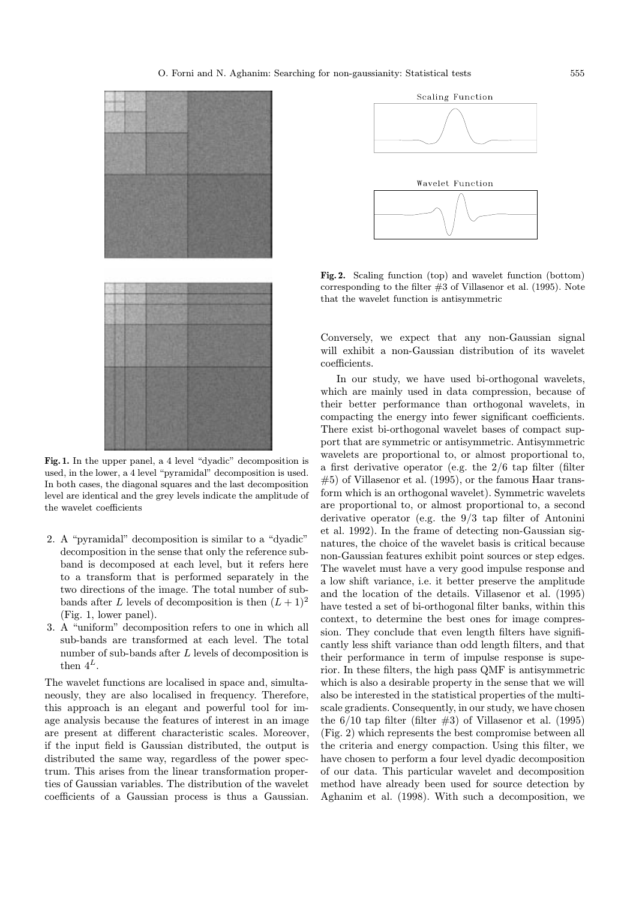**Fig. 1.** In the upper panel, a 4 level "dyadic" decomposition is used, in the lower, a 4 level "pyramidal" decomposition is used. In both cases, the diagonal squares and the last decomposition level are identical and the grey levels indicate the amplitude of the wavelet coefficients

2. A "pyramidal" decomposition is similar to a "dyadic" decomposition in the sense that only the reference sub-band is decomposed at each level, but it refers here to a transform that is performed separately in the two directions of the image. The total number of sub-bands after $L$ levels of decomposition is then $(L+1)^2$ (Fig. 1, lower panel).
3. A "uniform" decomposition refers to one in which all sub-bands are transformed at each level. The total number of sub-bands after $L$ levels of decomposition is then $4^L$.

The wavelet functions are localised in space and, simultaneously, they are also localised in frequency. Therefore, this approach is an elegant and powerful tool for image analysis because the features of interest in an image are present at different characteristic scales. Moreover, if the input field is Gaussian distributed, the output is distributed the same way, regardless of the power spectrum. This arises from the linear transformation properties of Gaussian variables. The distribution of the wavelet coefficients of a Gaussian process is thus a Gaussian.

**Fig. 2.** Scaling function (top) and wavelet function (bottom) corresponding to the filter #3 of Villasenor et al. (1995). Note that the wavelet function is antisymmetric

Conversely, we expect that any non-Gaussian signal will exhibit a non-Gaussian distribution of its wavelet coefficients.

In our study, we have used bi-orthogonal wavelets, which are mainly used in data compression, because of their better performance than orthogonal wavelets, in compacting the energy into fewer significant coefficients. There exist bi-orthogonal wavelet bases of compact support that are symmetric or antisymmetric. Antisymmetric wavelets are proportional to, or almost proportional to, a first derivative operator (e.g. the 2/6 tap filter (filter #5) of Villasenor et al. (1995), or the famous Haar transform which is an orthogonal wavelet). Symmetric wavelets are proportional to, or almost proportional to, a second derivative operator (e.g. the 9/3 tap filter of Antonini et al. 1992). In the frame of detecting non-Gaussian signatures, the choice of the wavelet basis is critical because non-Gaussian features exhibit point sources or step edges. The wavelet must have a very good impulse response and a low shift variance, i.e. it better preserve the amplitude and the location of the details. Villasenor et al. (1995) have tested a set of bi-orthogonal filter banks, within this context, to determine the best ones for image compression. They conclude that even length filters have significantly less shift variance than odd length filters, and that their performance in term of impulse response is superior. In these filters, the high pass QMF is antisymmetric which is also a desirable property in the sense that we will also be interested in the statistical properties of the multi-scale gradients. Consequently, in our study, we have chosen the 6/10 tap filter (filter #3) of Villasenor et al. (1995) (Fig. 2) which represents the best compromise between all the criteria and energy compaction. Using this filter, we have chosen to perform a four level dyadic decomposition of our data. This particular wavelet and decomposition method have already been used for source detection by Aghanim et al. (1998). With such a decomposition, we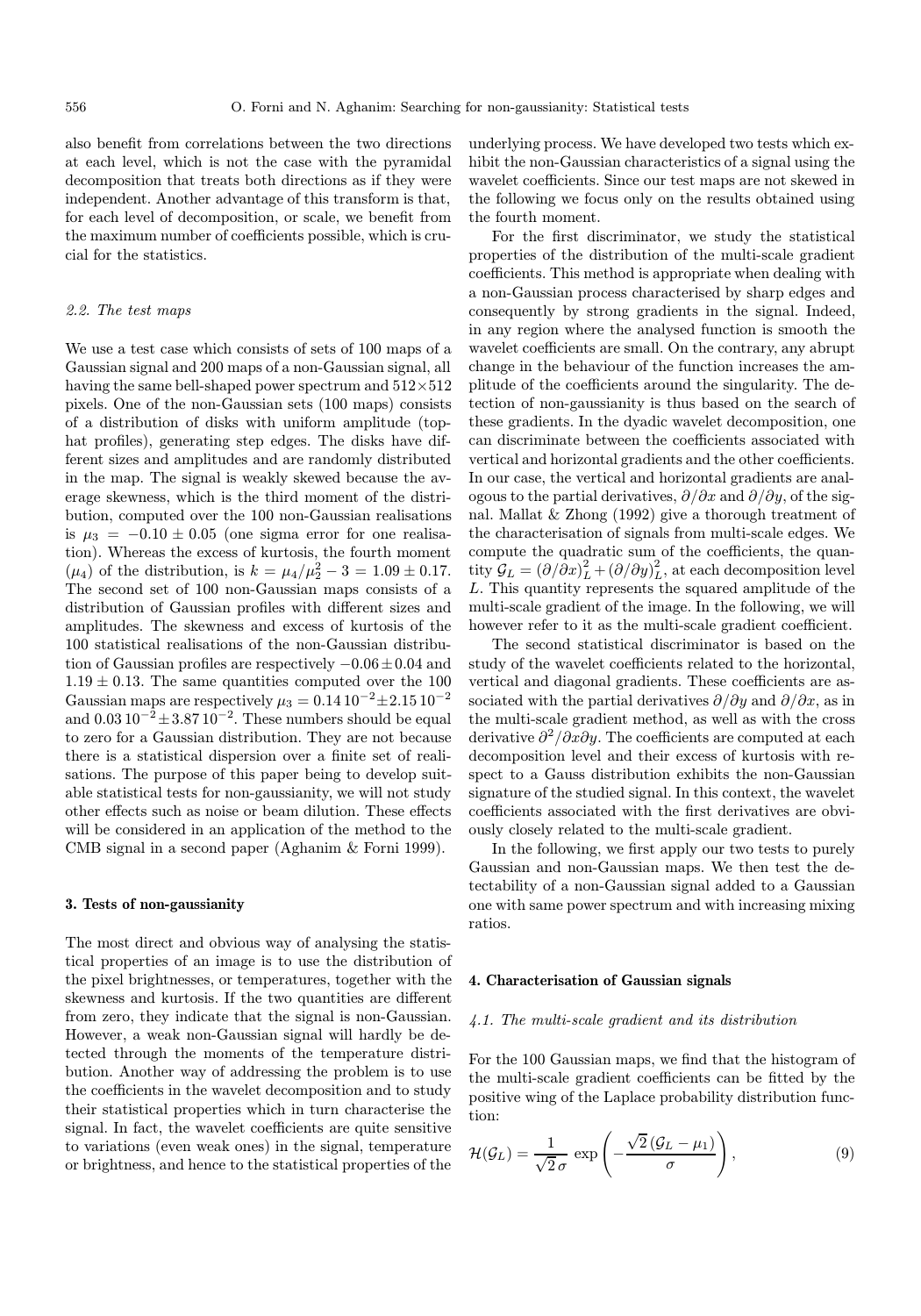also benefit from correlations between the two directions at each level, which is not the case with the pyramidal decomposition that treats both directions as if they were independent. Another advantage of this transform is that, for each level of decomposition, or scale, we benefit from the maximum number of coefficients possible, which is crucial for the statistics.

### 2.2. The test maps

We use a test case which consists of sets of 100 maps of a Gaussian signal and 200 maps of a non-Gaussian signal, all having the same bell-shaped power spectrum and $512\times512$ pixels. One of the non-Gaussian sets (100 maps) consists of a distribution of disks with uniform amplitude (top-hat profiles), generating step edges. The disks have different sizes and amplitudes and are randomly distributed in the map. The signal is weakly skewed because the average skewness, which is the third moment of the distribution, computed over the 100 non-Gaussian realisations is $\mu_3 = -0.10 \pm 0.05$ (one sigma error for one realisation). Whereas the excess of kurtosis, the fourth moment ($\mu_4$) of the distribution, is $k = \mu_4/\mu_2^2 - 3 = 1.09 \pm 0.17$. The second set of 100 non-Gaussian maps consists of a distribution of Gaussian profiles with different sizes and amplitudes. The skewness and excess of kurtosis of the 100 statistical realisations of the non-Gaussian distribution of Gaussian profiles are respectively $-0.06 \pm 0.04$ and $1.19 \pm 0.13$. The same quantities computed over the 100 Gaussian maps are respectively $\mu_3 = 0.14\,10^{-2} \pm 2.15\,10^{-2}$ and $0.03\,10^{-2} \pm 3.87\,10^{-2}$. These numbers should be equal to zero for a Gaussian distribution. They are not because there is a statistical dispersion over a finite set of realisations. The purpose of this paper being to develop suitable statistical tests for non-gaussianity, we will not study other effects such as noise or beam dilution. These effects will be considered in an application of the method to the CMB signal in a second paper (Aghanim & Forni 1999).

## 3. Tests of non-gaussianity

The most direct and obvious way of analysing the statistical properties of an image is to use the distribution of the pixel brightnesses, or temperatures, together with the skewness and kurtosis. If the two quantities are different from zero, they indicate that the signal is non-Gaussian. However, a weak non-Gaussian signal will hardly be detected through the moments of the temperature distribution. Another way of addressing the problem is to use the coefficients in the wavelet decomposition and to study their statistical properties which in turn characterise the signal. In fact, the wavelet coefficients are quite sensitive to variations (even weak ones) in the signal, temperature or brightness, and hence to the statistical properties of the underlying process. We have developed two tests which exhibit the non-Gaussian characteristics of a signal using the wavelet coefficients. Since our test maps are not skewed in the following we focus only on the results obtained using the fourth moment.

For the first discriminator, we study the statistical properties of the distribution of the multi-scale gradient coefficients. This method is appropriate when dealing with a non-Gaussian process characterised by sharp edges and consequently by strong gradients in the signal. Indeed, in any region where the analysed function is smooth the wavelet coefficients are small. On the contrary, any abrupt change in the behaviour of the function increases the amplitude of the coefficients around the singularity. The detection of non-gaussianity is thus based on the search of these gradients. In the dyadic wavelet decomposition, one can discriminate between the coefficients associated with vertical and horizontal gradients and the other coefficients. In our case, the vertical and horizontal gradients are analogous to the partial derivatives, $\partial/\partial x$ and $\partial/\partial y$, of the signal. Mallat & Zhong (1992) give a thorough treatment of the characterisation of signals from multi-scale edges. We compute the quadratic sum of the coefficients, the quantity $\mathcal{G}_L = (\partial/\partial x)_L^2 + (\partial/\partial y)_L^2$, at each decomposition level $L$. This quantity represents the squared amplitude of the multi-scale gradient of the image. In the following, we will however refer to it as the multi-scale gradient coefficient.

The second statistical discriminator is based on the study of the wavelet coefficients related to the horizontal, vertical and diagonal gradients. These coefficients are associated with the partial derivatives $\partial/\partial y$ and $\partial/\partial x$, as in the multi-scale gradient method, as well as with the cross derivative $\partial^2/\partial x \partial y$. The coefficients are computed at each decomposition level and their excess of kurtosis with respect to a Gauss distribution exhibits the non-Gaussian signature of the studied signal. In this context, the wavelet coefficients associated with the first derivatives are obviously closely related to the multi-scale gradient.

In the following, we first apply our two tests to purely Gaussian and non-Gaussian maps. We then test the detectability of a non-Gaussian signal added to a Gaussian one with same power spectrum and with increasing mixing ratios.

## 4. Characterisation of Gaussian signals

### 4.1. The multi-scale gradient and its distribution

For the 100 Gaussian maps, we find that the histogram of the multi-scale gradient coefficients can be fitted by the positive wing of the Laplace probability distribution function:

$$\mathcal{H}(\mathcal{G}_L) = \frac{1}{\sqrt{2}\,\sigma}\,\exp\left(-\frac{\sqrt{2}\,(\mathcal{G}_L - \mu_1)}{\sigma}\right), \tag{9}$$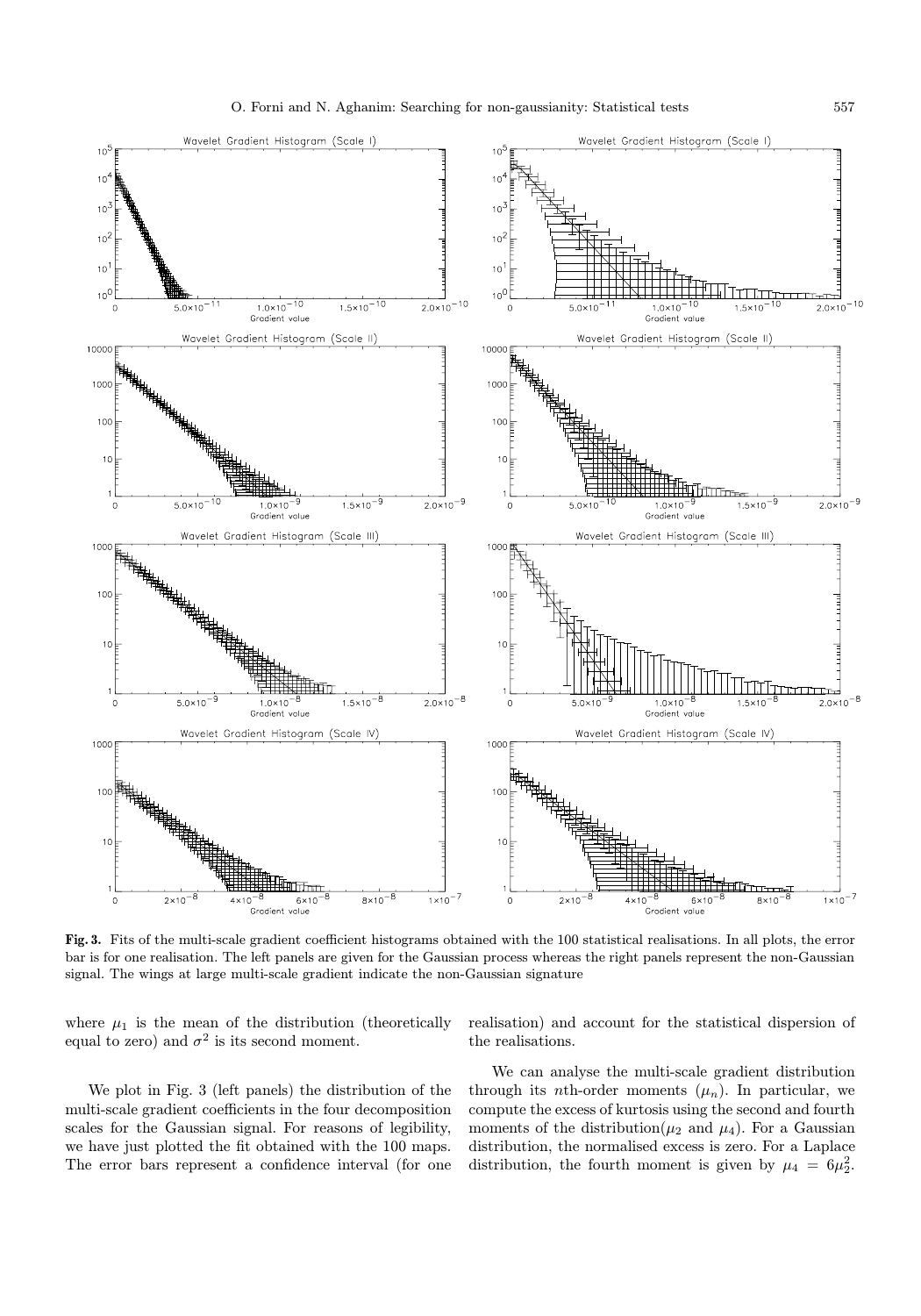**Fig. 3.** Fits of the multi-scale gradient coefficient histograms obtained with the 100 statistical realisations. In all plots, the error bar is for one realisation. The left panels are given for the Gaussian process whereas the right panels represent the non-Gaussian signal. The wings at large multi-scale gradient indicate the non-Gaussian signature

where $\mu_1$ is the mean of the distribution (theoretically equal to zero) and $\sigma^2$ is its second moment.

We plot in Fig. 3 (left panels) the distribution of the multi-scale gradient coefficients in the four decomposition scales for the Gaussian signal. For reasons of legibility, we have just plotted the fit obtained with the 100 maps. The error bars represent a confidence interval (for one realisation) and account for the statistical dispersion of the realisations.

We can analyse the multi-scale gradient distribution through its $n$th-order moments ($\mu_n$). In particular, we compute the excess of kurtosis using the second and fourth moments of the distribution($\mu_2$ and $\mu_4$). For a Gaussian distribution, the normalised excess is zero. For a Laplace distribution, the fourth moment is given by $\mu_4 = 6\mu_2^2$.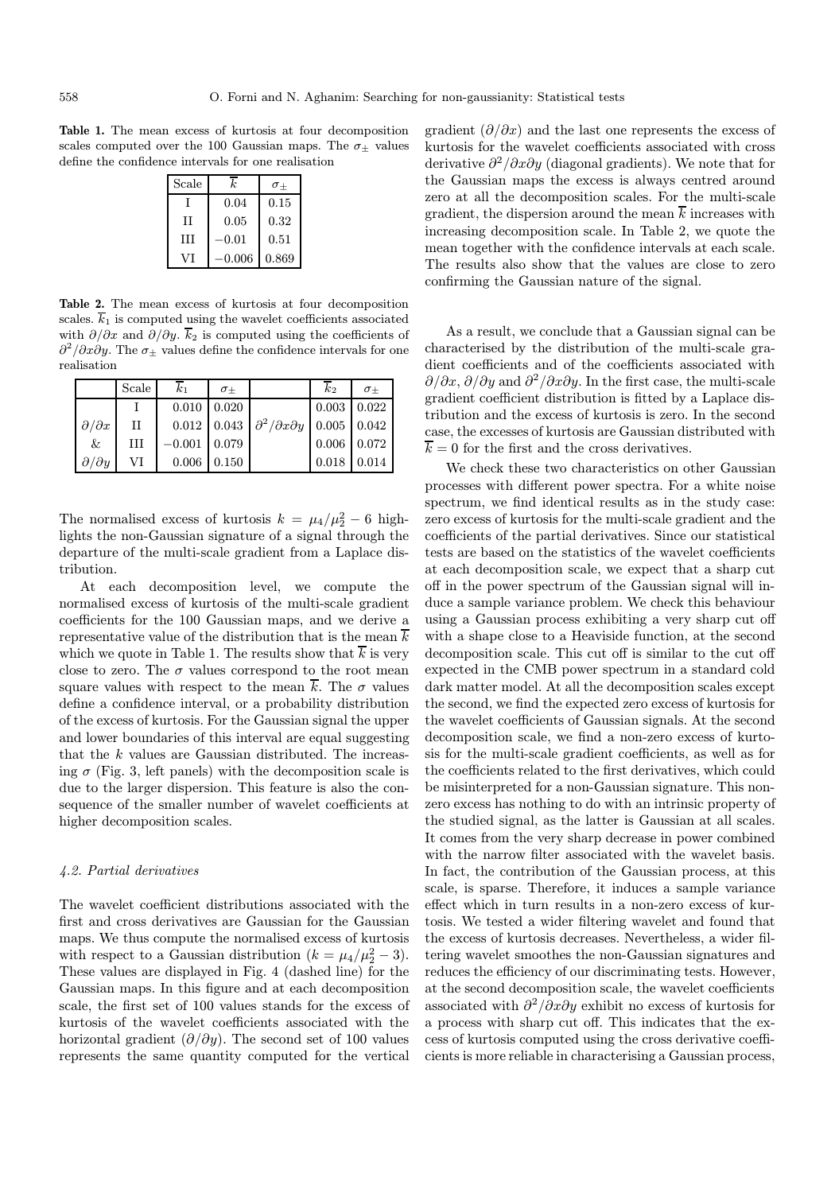**Table 1.** The mean excess of kurtosis at four decomposition scales computed over the 100 Gaussian maps. The $\sigma_{\pm}$ values define the confidence intervals for one realisation

| Scale | $\overline{k}$ | $\sigma_{\pm}$ |
|---|---|---|
| I | 0.04 | 0.15 |
| II | 0.05 | 0.32 |
| III | $-0.01$ | 0.51 |
| VI | $-0.006$ | 0.869 |

**Table 2.** The mean excess of kurtosis at four decomposition scales. $\overline{k}_1$ is computed using the wavelet coefficients associated with $\partial/\partial x$ and $\partial/\partial y$. $\overline{k}_2$ is computed using the coefficients of $\partial^2/\partial x\partial y$. The $\sigma_{\pm}$ values define the confidence intervals for one realisation

| | Scale | $\overline{k}_1$ | $\sigma_{\pm}$ | | $\overline{k}_2$ | $\sigma_{\pm}$ |
|---|---|---|---|---|---|---|
| | I | 0.010 | 0.020 | | 0.003 | 0.022 |
| $\partial/\partial x$ | II | 0.012 | 0.043 | $\partial^2/\partial x\partial y$ | 0.005 | 0.042 |
| & | III | $-0.001$ | 0.079 | | 0.006 | 0.072 |
| $\partial/\partial y$ | VI | 0.006 | 0.150 | | 0.018 | 0.014 |

The normalised excess of kurtosis $k = \mu_4/\mu_2^2 - 6$ highlights the non-Gaussian signature of a signal through the departure of the multi-scale gradient from a Laplace distribution.

At each decomposition level, we compute the normalised excess of kurtosis of the multi-scale gradient coefficients for the 100 Gaussian maps, and we derive a representative value of the distribution that is the mean $\overline{k}$ which we quote in Table 1. The results show that $\overline{k}$ is very close to zero. The $\sigma$ values correspond to the root mean square values with respect to the mean $\overline{k}$. The $\sigma$ values define a confidence interval, or a probability distribution of the excess of kurtosis. For the Gaussian signal the upper and lower boundaries of this interval are equal suggesting that the $k$ values are Gaussian distributed. The increasing $\sigma$ (Fig. 3, left panels) with the decomposition scale is due to the larger dispersion. This feature is also the consequence of the smaller number of wavelet coefficients at higher decomposition scales.

#### 4.2. Partial derivatives

The wavelet coefficient distributions associated with the first and cross derivatives are Gaussian for the Gaussian maps. We thus compute the normalised excess of kurtosis with respect to a Gaussian distribution ($k = \mu_4/\mu_2^2 - 3$). These values are displayed in Fig. 4 (dashed line) for the Gaussian maps. In this figure and at each decomposition scale, the first set of 100 values stands for the excess of kurtosis of the wavelet coefficients associated with the horizontal gradient ($\partial/\partial y$). The second set of 100 values represents the same quantity computed for the vertical gradient ($\partial/\partial x$) and the last one represents the excess of kurtosis for the wavelet coefficients associated with cross derivative $\partial^2/\partial x\partial y$ (diagonal gradients). We note that for the Gaussian maps the excess is always centred around zero at all the decomposition scales. For the multi-scale gradient, the dispersion around the mean $\overline{k}$ increases with increasing decomposition scale. In Table 2, we quote the mean together with the confidence intervals at each scale. The results also show that the values are close to zero confirming the Gaussian nature of the signal.

As a result, we conclude that a Gaussian signal can be characterised by the distribution of the multi-scale gradient coefficients and of the coefficients associated with $\partial/\partial x$, $\partial/\partial y$ and $\partial^2/\partial x\partial y$. In the first case, the multi-scale gradient coefficient distribution is fitted by a Laplace distribution and the excess of kurtosis is zero. In the second case, the excesses of kurtosis are Gaussian distributed with $\overline{k} = 0$ for the first and the cross derivatives.

We check these two characteristics on other Gaussian processes with different power spectra. For a white noise spectrum, we find identical results as in the study case: zero excess of kurtosis for the multi-scale gradient and the coefficients of the partial derivatives. Since our statistical tests are based on the statistics of the wavelet coefficients at each decomposition scale, we expect that a sharp cut off in the power spectrum of the Gaussian signal will induce a sample variance problem. We check this behaviour using a Gaussian process exhibiting a very sharp cut off with a shape close to a Heaviside function, at the second decomposition scale. This cut off is similar to the cut off expected in the CMB power spectrum in a standard cold dark matter model. At all the decomposition scales except the second, we find the expected zero excess of kurtosis for the wavelet coefficients of Gaussian signals. At the second decomposition scale, we find a non-zero excess of kurtosis for the multi-scale gradient coefficients, as well as for the coefficients related to the first derivatives, which could be misinterpreted for a non-Gaussian signature. This non-zero excess has nothing to do with an intrinsic property of the studied signal, as the latter is Gaussian at all scales. It comes from the very sharp decrease in power combined with the narrow filter associated with the wavelet basis. In fact, the contribution of the Gaussian process, at this scale, is sparse. Therefore, it induces a sample variance effect which in turn results in a non-zero excess of kurtosis. We tested a wider filtering wavelet and found that the excess of kurtosis decreases. Nevertheless, a wider filtering wavelet smoothes the non-Gaussian signatures and reduces the efficiency of our discriminating tests. However, at the second decomposition scale, the wavelet coefficients associated with $\partial^2/\partial x\partial y$ exhibit no excess of kurtosis for a process with sharp cut off. This indicates that the excess of kurtosis computed using the cross derivative coefficients is more reliable in characterising a Gaussian process,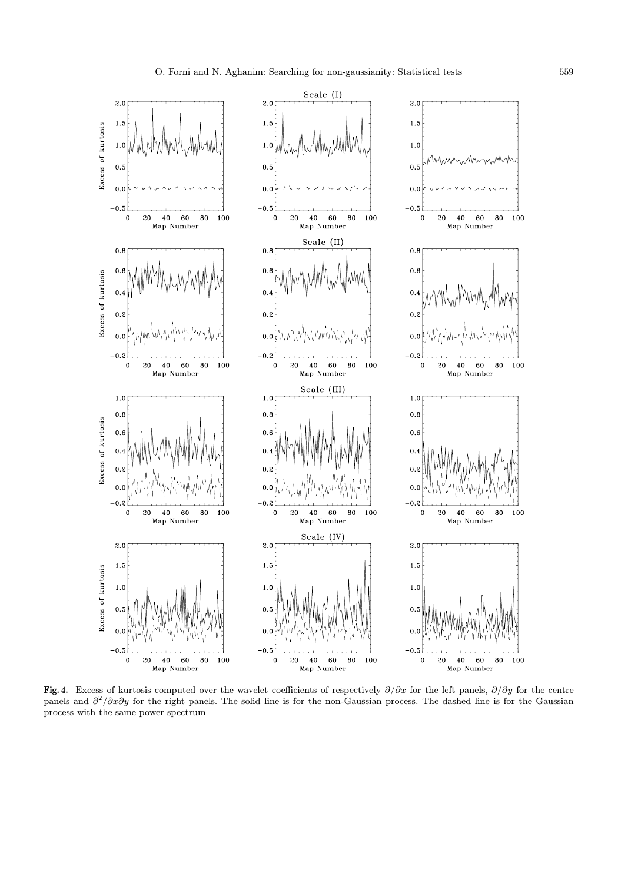**Fig. 4.** Excess of kurtosis computed over the wavelet coefficients of respectively $\partial/\partial x$ for the left panels, $\partial/\partial y$ for the centre panels and $\partial^2/\partial x\partial y$ for the right panels. The solid line is for the non-Gaussian process. The dashed line is for the Gaussian process with the same power spectrum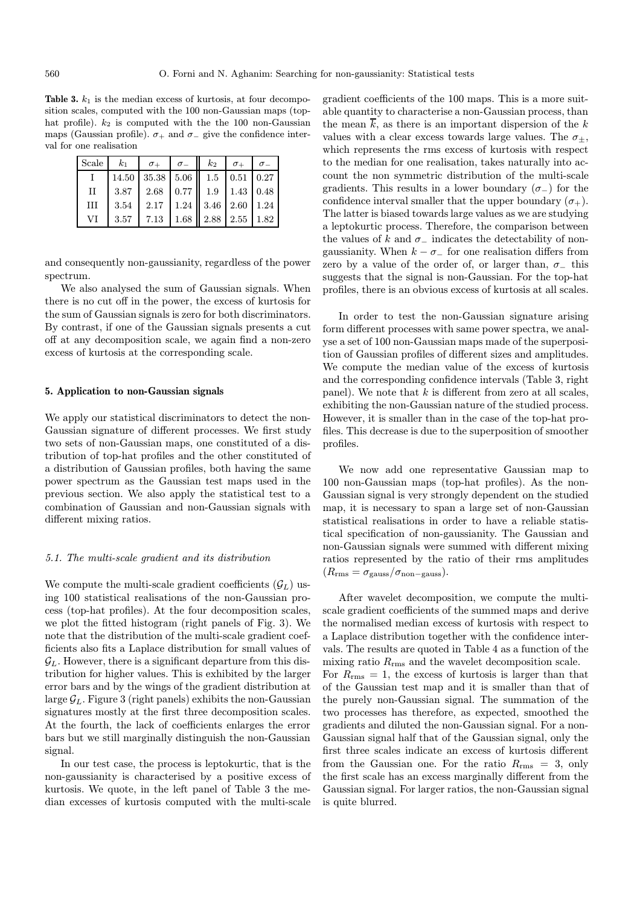**Table 3.** $k_1$ is the median excess of kurtosis, at four decomposition scales, computed with the 100 non-Gaussian maps (top-hat profile). $k_2$ is computed with the the 100 non-Gaussian maps (Gaussian profile). $\sigma_+$ and $\sigma_-$ give the confidence interval for one realisation

| Scale | $k_1$ | $\sigma_+$ | $\sigma_-$ | $k_2$ | $\sigma_+$ | $\sigma_-$ |
|---|---|---|---|---|---|---|
| I | 14.50 | 35.38 | 5.06 | 1.5 | 0.51 | 0.27 |
| II | 3.87 | 2.68 | 0.77 | 1.9 | 1.43 | 0.48 |
| III | 3.54 | 2.17 | 1.24 | 3.46 | 2.60 | 1.24 |
| VI | 3.57 | 7.13 | 1.68 | 2.88 | 2.55 | 1.82 |

and consequently non-gaussianity, regardless of the power spectrum.

We also analysed the sum of Gaussian signals. When there is no cut off in the power, the excess of kurtosis for the sum of Gaussian signals is zero for both discriminators. By contrast, if one of the Gaussian signals presents a cut off at any decomposition scale, we again find a non-zero excess of kurtosis at the corresponding scale.

## 5. Application to non-Gaussian signals

We apply our statistical discriminators to detect the non-Gaussian signature of different processes. We first study two sets of non-Gaussian maps, one constituted of a distribution of top-hat profiles and the other constituted of a distribution of Gaussian profiles, both having the same power spectrum as the Gaussian test maps used in the previous section. We also apply the statistical test to a combination of Gaussian and non-Gaussian signals with different mixing ratios.

### 5.1. The multi-scale gradient and its distribution

We compute the multi-scale gradient coefficients ($\mathcal{G}_L$) using 100 statistical realisations of the non-Gaussian process (top-hat profiles). At the four decomposition scales, we plot the fitted histogram (right panels of Fig. 3). We note that the distribution of the multi-scale gradient coefficients also fits a Laplace distribution for small values of $\mathcal{G}_L$. However, there is a significant departure from this distribution for higher values. This is exhibited by the larger error bars and by the wings of the gradient distribution at large $\mathcal{G}_L$. Figure 3 (right panels) exhibits the non-Gaussian signatures mostly at the first three decomposition scales. At the fourth, the lack of coefficients enlarges the error bars but we still marginally distinguish the non-Gaussian signal.

In our test case, the process is leptokurtic, that is the non-gaussianity is characterised by a positive excess of kurtosis. We quote, in the left panel of Table 3 the median excesses of kurtosis computed with the multi-scale gradient coefficients of the 100 maps. This is a more suitable quantity to characterise a non-Gaussian process, than the mean $\overline{k}$, as there is an important dispersion of the $k$ values with a clear excess towards large values. The $\sigma_\pm$, which represents the rms excess of kurtosis with respect to the median for one realisation, takes naturally into account the non symmetric distribution of the multi-scale gradients. This results in a lower boundary ($\sigma_-$) for the confidence interval smaller that the upper boundary ($\sigma_+$). The latter is biased towards large values as we are studying a leptokurtic process. Therefore, the comparison between the values of $k$ and $\sigma_-$ indicates the detectability of non-gaussianity. When $k - \sigma_-$ for one realisation differs from zero by a value of the order of, or larger than, $\sigma_-$ this suggests that the signal is non-Gaussian. For the top-hat profiles, there is an obvious excess of kurtosis at all scales.

In order to test the non-Gaussian signature arising form different processes with same power spectra, we analyse a set of 100 non-Gaussian maps made of the superposition of Gaussian profiles of different sizes and amplitudes. We compute the median value of the excess of kurtosis and the corresponding confidence intervals (Table 3, right panel). We note that $k$ is different from zero at all scales, exhibiting the non-Gaussian nature of the studied process. However, it is smaller than in the case of the top-hat profiles. This decrease is due to the superposition of smoother profiles.

We now add one representative Gaussian map to 100 non-Gaussian maps (top-hat profiles). As the non-Gaussian signal is very strongly dependent on the studied map, it is necessary to span a large set of non-Gaussian statistical realisations in order to have a reliable statistical specification of non-gaussianity. The Gaussian and non-Gaussian signals were summed with different mixing ratios represented by the ratio of their rms amplitudes ($R_{\rm rms} = \sigma_{\rm gauss}/\sigma_{\rm non-gauss}$).

After wavelet decomposition, we compute the multi-scale gradient coefficients of the summed maps and derive the normalised median excess of kurtosis with respect to a Laplace distribution together with the confidence intervals. The results are quoted in Table 4 as a function of the mixing ratio $R_{\rm rms}$ and the wavelet decomposition scale.
For $R_{\rm rms} = 1$, the excess of kurtosis is larger than that of the Gaussian test map and it is smaller than that of the purely non-Gaussian signal. The summation of the two processes has therefore, as expected, smoothed the gradients and diluted the non-Gaussian signal. For a non-Gaussian signal half that of the Gaussian signal, only the first three scales indicate an excess of kurtosis different from the Gaussian one. For the ratio $R_{\rm rms} = 3$, only the first scale has an excess marginally different from the Gaussian signal. For larger ratios, the non-Gaussian signal is quite blurred.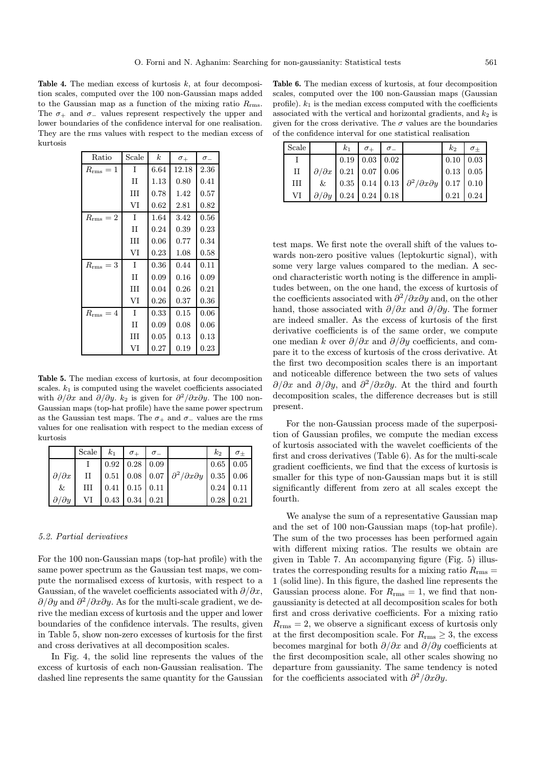**Table 4.** The median excess of kurtosis $k$, at four decomposition scales, computed over the 100 non-Gaussian maps added to the Gaussian map as a function of the mixing ratio $R_{\rm rms}$. The $\sigma_+$ and $\sigma_-$ values represent respectively the upper and lower boundaries of the confidence interval for one realisation. They are the rms values with respect to the median excess of kurtosis

| Ratio | Scale | $k$ | $\sigma_+$ | $\sigma_-$ |
|---|---|---|---|---|
| $R_{\rm rms} = 1$ | I | 6.64 | 12.18 | 2.36 |
| | II | 1.13 | 0.80 | 0.41 |
| | III | 0.78 | 1.42 | 0.57 |
| | VI | 0.62 | 2.81 | 0.82 |
| $R_{\rm rms} = 2$ | I | 1.64 | 3.42 | 0.56 |
| | II | 0.24 | 0.39 | 0.23 |
| | III | 0.06 | 0.77 | 0.34 |
| | VI | 0.23 | 1.08 | 0.58 |
| $R_{\rm rms} = 3$ | I | 0.36 | 0.44 | 0.11 |
| | II | 0.09 | 0.16 | 0.09 |
| | III | 0.04 | 0.26 | 0.21 |
| | VI | 0.26 | 0.37 | 0.36 |
| $R_{\rm rms} = 4$ | I | 0.33 | 0.15 | 0.06 |
| | II | 0.09 | 0.08 | 0.06 |
| | III | 0.05 | 0.13 | 0.13 |
| | VI | 0.27 | 0.19 | 0.23 |

**Table 5.** The median excess of kurtosis, at four decomposition scales. $k_1$ is computed using the wavelet coefficients associated with $\partial/\partial x$ and $\partial/\partial y$. $k_2$ is given for $\partial^2/\partial x \partial y$. The 100 non-Gaussian maps (top-hat profile) have the same power spectrum as the Gaussian test maps. The $\sigma_+$ and $\sigma_-$ values are the rms values for one realisation with respect to the median excess of kurtosis

| | Scale | $k_1$ | $\sigma_+$ | $\sigma_-$ | | $k_2$ | $\sigma_\pm$ |
|---|---|---|---|---|---|---|---|
| | I | 0.92 | 0.28 | 0.09 | | 0.65 | 0.05 |
| $\partial/\partial x$ | II | 0.51 | 0.08 | 0.07 | $\partial^2/\partial x \partial y$ | 0.35 | 0.06 |
| & | III | 0.41 | 0.15 | 0.11 | | 0.24 | 0.11 |
| $\partial/\partial y$ | VI | 0.43 | 0.34 | 0.21 | | 0.28 | 0.21 |

### 5.2. Partial derivatives

For the 100 non-Gaussian maps (top-hat profile) with the same power spectrum as the Gaussian test maps, we compute the normalised excess of kurtosis, with respect to a Gaussian, of the wavelet coefficients associated with $\partial/\partial x$, $\partial/\partial y$ and $\partial^2/\partial x \partial y$. As for the multi-scale gradient, we derive the median excess of kurtosis and the upper and lower boundaries of the confidence intervals. The results, given in Table 5, show non-zero excesses of kurtosis for the first and cross derivatives at all decomposition scales.

In Fig. 4, the solid line represents the values of the excess of kurtosis of each non-Gaussian realisation. The dashed line represents the same quantity for the Gaussian test maps. We first note the overall shift of the values towards non-zero positive values (leptokurtic signal), with some very large values compared to the median. A second characteristic worth noting is the difference in amplitudes between, on the one hand, the excess of kurtosis of the coefficients associated with $\partial^2/\partial x \partial y$ and, on the other hand, those associated with $\partial/\partial x$ and $\partial/\partial y$. The former are indeed smaller. As the excess of kurtosis of the first derivative coefficients is of the same order, we compute one median $k$ over $\partial/\partial x$ and $\partial/\partial y$ coefficients, and compare it to the excess of kurtosis of the cross derivative. At the first two decomposition scales there is an important and noticeable difference between the two sets of values $\partial/\partial x$ and $\partial/\partial y$, and $\partial^2/\partial x \partial y$. At the third and fourth decomposition scales, the difference decreases but is still present.

**Table 6.** The median excess of kurtosis, at four decomposition scales, computed over the 100 non-Gaussian maps (Gaussian profile). $k_1$ is the median excess computed with the coefficients associated with the vertical and horizontal gradients, and $k_2$ is given for the cross derivative. The $\sigma$ values are the boundaries of the confidence interval for one statistical realisation

| Scale | | $k_1$ | $\sigma_+$ | $\sigma_-$ | | $k_2$ | $\sigma_\pm$ |
|---|---|---|---|---|---|---|---|
| I | | 0.19 | 0.03 | 0.02 | | 0.10 | 0.03 |
| II | $\partial/\partial x$ | 0.21 | 0.07 | 0.06 | | 0.13 | 0.05 |
| III | & | 0.35 | 0.14 | 0.13 | $\partial^2/\partial x \partial y$ | 0.17 | 0.10 |
| VI | $\partial/\partial y$ | 0.24 | 0.24 | 0.18 | | 0.21 | 0.24 |

For the non-Gaussian process made of the superposition of Gaussian profiles, we compute the median excess of kurtosis associated with the wavelet coefficients of the first and cross derivatives (Table 6). As for the multi-scale gradient coefficients, we find that the excess of kurtosis is smaller for this type of non-Gaussian maps but it is still significantly different from zero at all scales except the fourth.

We analyse the sum of a representative Gaussian map and the set of 100 non-Gaussian maps (top-hat profile). The sum of the two processes has been performed again with different mixing ratios. The results we obtain are given in Table 7. An accompanying figure (Fig. 5) illustrates the corresponding results for a mixing ratio $R_{\rm rms} = 1$ (solid line). In this figure, the dashed line represents the Gaussian process alone. For $R_{\rm rms} = 1$, we find that non-gaussianity is detected at all decomposition scales for both first and cross derivative coefficients. For a mixing ratio $R_{\rm rms} = 2$, we observe a significant excess of kurtosis only at the first decomposition scale. For $R_{\rm rms} \geq 3$, the excess becomes marginal for both $\partial/\partial x$ and $\partial/\partial y$ coefficients at the first decomposition scale, all other scales showing no departure from gaussianity. The same tendency is noted for the coefficients associated with $\partial^2/\partial x \partial y$.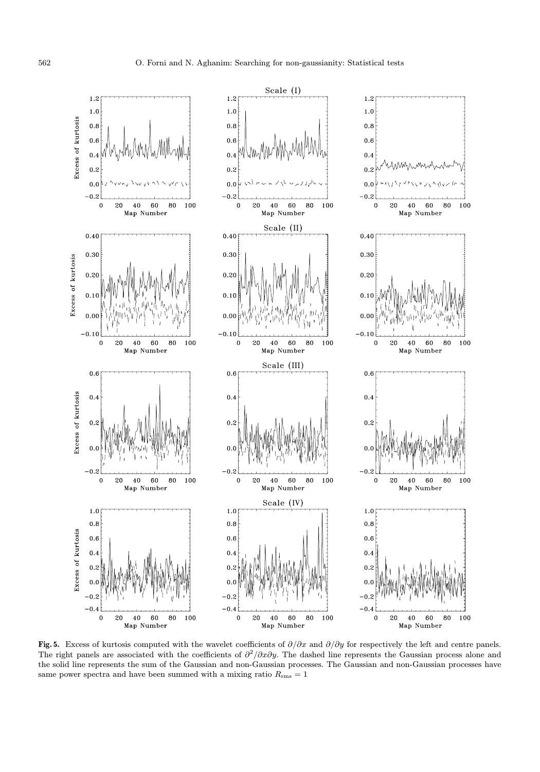**Fig. 5.** Excess of kurtosis computed with the wavelet coefficients of $\partial/\partial x$ and $\partial/\partial y$ for respectively the left and centre panels. The right panels are associated with the coefficients of $\partial^2/\partial x \partial y$. The dashed line represents the Gaussian process alone and the solid line represents the sum of the Gaussian and non-Gaussian processes. The Gaussian and non-Gaussian processes have same power spectra and have been summed with a mixing ratio $R_{\rm rms} = 1$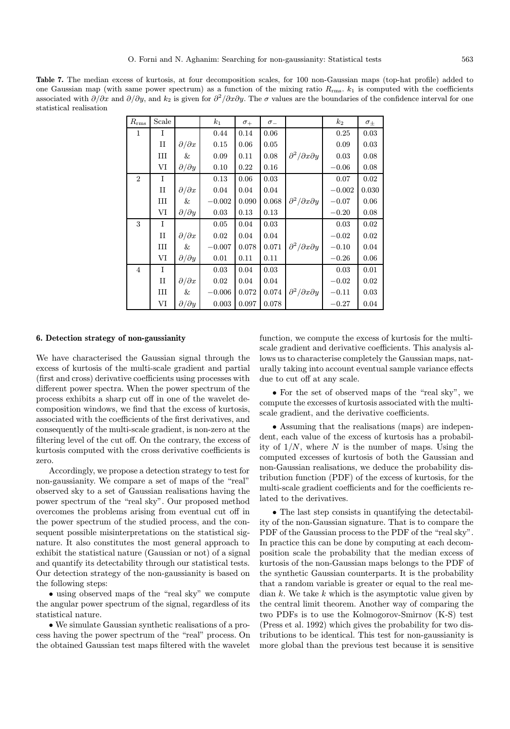**Table 7.** The median excess of kurtosis, at four decomposition scales, for 100 non-Gaussian maps (top-hat profile) added to one Gaussian map (with same power spectrum) as a function of the mixing ratio $R_{\rm rms}$. $k_1$ is computed with the coefficients associated with $\partial/\partial x$ and $\partial/\partial y$, and $k_2$ is given for $\partial^2/\partial x \partial y$. The $\sigma$ values are the boundaries of the confidence interval for one statistical realisation

| $R_{\rm rms}$ | Scale | | $k_1$ | $\sigma_+$ | $\sigma_-$ | | $k_2$ | $\sigma_\pm$ |
|---|---|---|---|---|---|---|---|---|
| 1 | I | | 0.44 | 0.14 | 0.06 | | 0.25 | 0.03 |
| | II | $\partial/\partial x$ | 0.15 | 0.06 | 0.05 | | 0.09 | 0.03 |
| | III | & | 0.09 | 0.11 | 0.08 | $\partial^2/\partial x \partial y$ | 0.03 | 0.08 |
| | VI | $\partial/\partial y$ | 0.10 | 0.22 | 0.16 | | $-0.06$ | 0.08 |
| 2 | I | | 0.13 | 0.06 | 0.03 | | 0.07 | 0.02 |
| | II | $\partial/\partial x$ | 0.04 | 0.04 | 0.04 | | $-0.002$ | 0.030 |
| | III | & | $-0.002$ | 0.090 | 0.068 | $\partial^2/\partial x \partial y$ | $-0.07$ | 0.06 |
| | VI | $\partial/\partial y$ | 0.03 | 0.13 | 0.13 | | $-0.20$ | 0.08 |
| 3 | I | | 0.05 | 0.04 | 0.03 | | 0.03 | 0.02 |
| | II | $\partial/\partial x$ | 0.02 | 0.04 | 0.04 | | $-0.02$ | 0.02 |
| | III | & | $-0.007$ | 0.078 | 0.071 | $\partial^2/\partial x \partial y$ | $-0.10$ | 0.04 |
| | VI | $\partial/\partial y$ | 0.01 | 0.11 | 0.11 | | $-0.26$ | 0.06 |
| 4 | I | | 0.03 | 0.04 | 0.03 | | 0.03 | 0.01 |
| | II | $\partial/\partial x$ | 0.02 | 0.04 | 0.04 | | $-0.02$ | 0.02 |
| | III | & | $-0.006$ | 0.072 | 0.074 | $\partial^2/\partial x \partial y$ | $-0.11$ | 0.03 |
| | VI | $\partial/\partial y$ | 0.003 | 0.097 | 0.078 | | $-0.27$ | 0.04 |

## 6. Detection strategy of non-gaussianity

We have characterised the Gaussian signal through the excess of kurtosis of the multi-scale gradient and partial (first and cross) derivative coefficients using processes with different power spectra. When the power spectrum of the process exhibits a sharp cut off in one of the wavelet decomposition windows, we find that the excess of kurtosis, associated with the coefficients of the first derivatives, and consequently of the multi-scale gradient, is non-zero at the filtering level of the cut off. On the contrary, the excess of kurtosis computed with the cross derivative coefficients is zero.

Accordingly, we propose a detection strategy to test for non-gaussianity. We compare a set of maps of the "real" observed sky to a set of Gaussian realisations having the power spectrum of the "real sky". Our proposed method overcomes the problems arising from eventual cut off in the power spectrum of the studied process, and the consequent possible misinterpretations on the statistical signature. It also constitutes the most general approach to exhibit the statistical nature (Gaussian or not) of a signal and quantify its detectability through our statistical tests. Our detection strategy of the non-gaussianity is based on the following steps:

- using observed maps of the "real sky" we compute the angular power spectrum of the signal, regardless of its statistical nature.
- We simulate Gaussian synthetic realisations of a process having the power spectrum of the "real" process. On the obtained Gaussian test maps filtered with the wavelet function, we compute the excess of kurtosis for the multi-scale gradient and derivative coefficients. This analysis allows us to characterise completely the Gaussian maps, naturally taking into account eventual sample variance effects due to cut off at any scale.
- For the set of observed maps of the "real sky", we compute the excesses of kurtosis associated with the multi-scale gradient, and the derivative coefficients.
- Assuming that the realisations (maps) are independent, each value of the excess of kurtosis has a probability of $1/N$, where $N$ is the number of maps. Using the computed excesses of kurtosis of both the Gaussian and non-Gaussian realisations, we deduce the probability distribution function (PDF) of the excess of kurtosis, for the multi-scale gradient coefficients and for the coefficients related to the derivatives.
- The last step consists in quantifying the detectability of the non-Gaussian signature. That is to compare the PDF of the Gaussian process to the PDF of the "real sky". In practice this can be done by computing at each decomposition scale the probability that the median excess of kurtosis of the non-Gaussian maps belongs to the PDF of the synthetic Gaussian counterparts. It is the probability that a random variable is greater or equal to the real median $k$. We take $k$ which is the asymptotic value given by the central limit theorem. Another way of comparing the two PDFs is to use the Kolmogorov-Smirnov (K-S) test (Press et al. 1992) which gives the probability for two distributions to be identical. This test for non-gaussianity is more global than the previous test because it is sensitive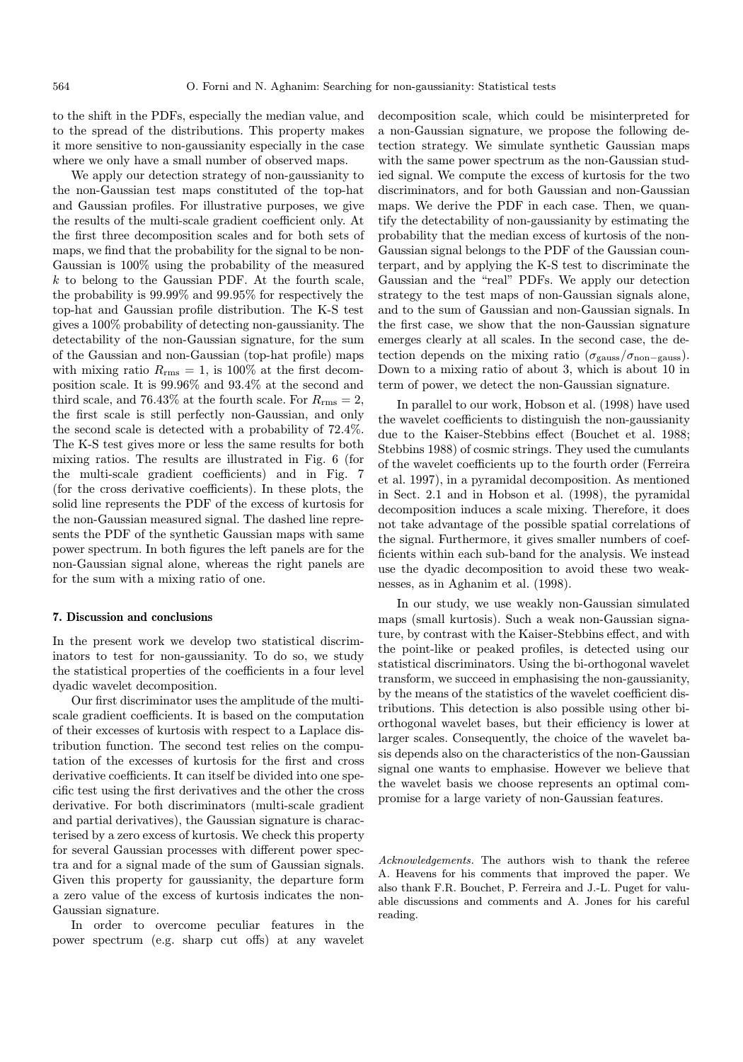to the shift in the PDFs, especially the median value, and to the spread of the distributions. This property makes it more sensitive to non-gaussianity especially in the case where we only have a small number of observed maps.

We apply our detection strategy of non-gaussianity to the non-Gaussian test maps constituted of the top-hat and Gaussian profiles. For illustrative purposes, we give the results of the multi-scale gradient coefficient only. At the first three decomposition scales and for both sets of maps, we find that the probability for the signal to be non-Gaussian is 100% using the probability of the measured $k$ to belong to the Gaussian PDF. At the fourth scale, the probability is 99.99% and 99.95% for respectively the top-hat and Gaussian profile distribution. The K-S test gives a 100% probability of detecting non-gaussianity. The detectability of the non-Gaussian signature, for the sum of the Gaussian and non-Gaussian (top-hat profile) maps with mixing ratio $R_{\rm rms} = 1$, is 100% at the first decomposition scale. It is 99.96% and 93.4% at the second and third scale, and 76.43% at the fourth scale. For $R_{\rm rms} = 2$, the first scale is still perfectly non-Gaussian, and only the second scale is detected with a probability of 72.4%. The K-S test gives more or less the same results for both mixing ratios. The results are illustrated in Fig. 6 (for the multi-scale gradient coefficients) and in Fig. 7 (for the cross derivative coefficients). In these plots, the solid line represents the PDF of the excess of kurtosis for the non-Gaussian measured signal. The dashed line represents the PDF of the synthetic Gaussian maps with same power spectrum. In both figures the left panels are for the non-Gaussian signal alone, whereas the right panels are for the sum with a mixing ratio of one.

## 7. Discussion and conclusions

In the present work we develop two statistical discriminators to test for non-gaussianity. To do so, we study the statistical properties of the coefficients in a four level dyadic wavelet decomposition.

Our first discriminator uses the amplitude of the multi-scale gradient coefficients. It is based on the computation of their excesses of kurtosis with respect to a Laplace distribution function. The second test relies on the computation of the excesses of kurtosis for the first and cross derivative coefficients. It can itself be divided into one specific test using the first derivatives and the other the cross derivative. For both discriminators (multi-scale gradient and partial derivatives), the Gaussian signature is characterised by a zero excess of kurtosis. We check this property for several Gaussian processes with different power spectra and for a signal made of the sum of Gaussian signals. Given this property for gaussianity, the departure form a zero value of the excess of kurtosis indicates the non-Gaussian signature.

In order to overcome peculiar features in the power spectrum (e.g. sharp cut offs) at any wavelet decomposition scale, which could be misinterpreted for a non-Gaussian signature, we propose the following detection strategy. We simulate synthetic Gaussian maps with the same power spectrum as the non-Gaussian studied signal. We compute the excess of kurtosis for the two discriminators, and for both Gaussian and non-Gaussian maps. We derive the PDF in each case. Then, we quantify the detectability of non-gaussianity by estimating the probability that the median excess of kurtosis of the non-Gaussian signal belongs to the PDF of the Gaussian counterpart, and by applying the K-S test to discriminate the Gaussian and the "real" PDFs. We apply our detection strategy to the test maps of non-Gaussian signals alone, and to the sum of Gaussian and non-Gaussian signals. In the first case, we show that the non-Gaussian signature emerges clearly at all scales. In the second case, the detection depends on the mixing ratio ($\sigma_{\rm gauss}/\sigma_{\rm non-gauss}$). Down to a mixing ratio of about 3, which is about 10 in term of power, we detect the non-Gaussian signature.

In parallel to our work, Hobson et al. (1998) have used the wavelet coefficients to distinguish the non-gaussianity due to the Kaiser-Stebbins effect (Bouchet et al. 1988; Stebbins 1988) of cosmic strings. They used the cumulants of the wavelet coefficients up to the fourth order (Ferreira et al. 1997), in a pyramidal decomposition. As mentioned in Sect. 2.1 and in Hobson et al. (1998), the pyramidal decomposition induces a scale mixing. Therefore, it does not take advantage of the possible spatial correlations of the signal. Furthermore, it gives smaller numbers of coefficients within each sub-band for the analysis. We instead use the dyadic decomposition to avoid these two weaknesses, as in Aghanim et al. (1998).

In our study, we use weakly non-Gaussian simulated maps (small kurtosis). Such a weak non-Gaussian signature, by contrast with the Kaiser-Stebbins effect, and with the point-like or peaked profiles, is detected using our statistical discriminators. Using the bi-orthogonal wavelet transform, we succeed in emphasising the non-gaussianity, by the means of the statistics of the wavelet coefficient distributions. This detection is also possible using other bi-orthogonal wavelet bases, but their efficiency is lower at larger scales. Consequently, the choice of the wavelet basis depends also on the characteristics of the non-Gaussian signal one wants to emphasise. However we believe that the wavelet basis we choose represents an optimal compromise for a large variety of non-Gaussian features.

*Acknowledgements.* The authors wish to thank the referee A. Heavens for his comments that improved the paper. We also thank F.R. Bouchet, P. Ferreira and J.-L. Puget for valuable discussions and comments and A. Jones for his careful reading.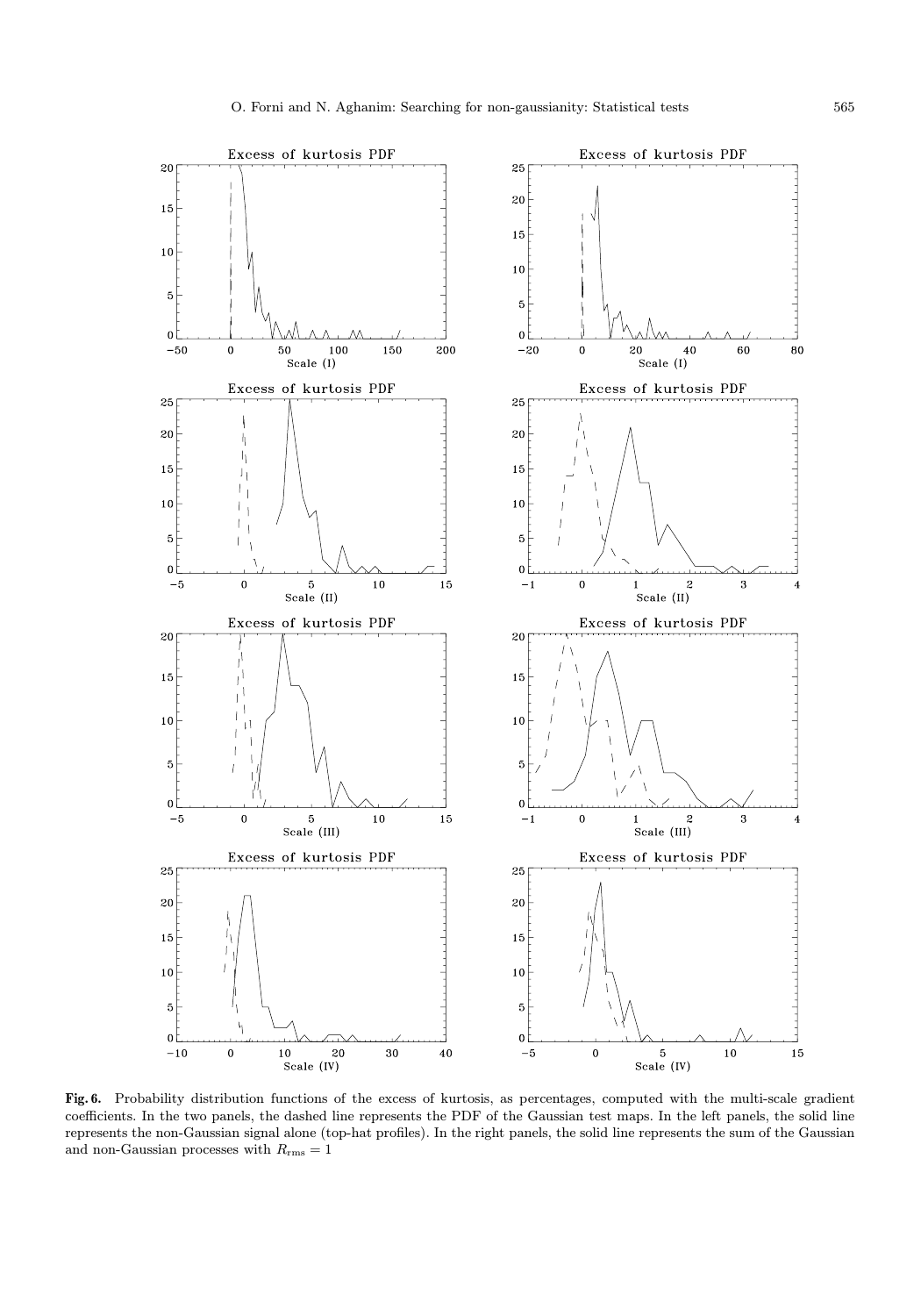**Fig. 6.** Probability distribution functions of the excess of kurtosis, as percentages, computed with the multi-scale gradient coefficients. In the two panels, the dashed line represents the PDF of the Gaussian test maps. In the left panels, the solid line represents the non-Gaussian signal alone (top-hat profiles). In the right panels, the solid line represents the sum of the Gaussian and non-Gaussian processes with $R_{\rm rms} = 1$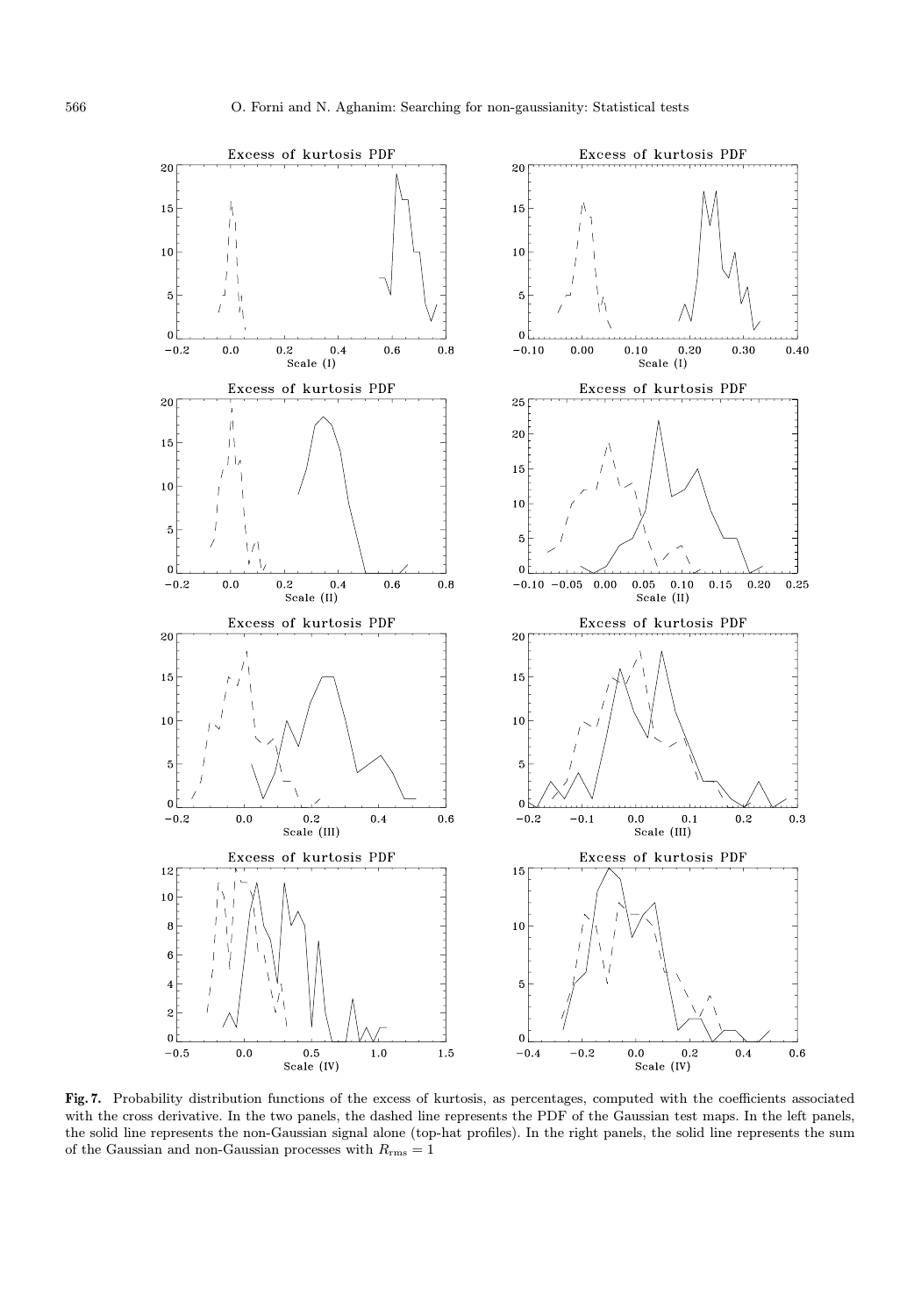**Fig. 7.** Probability distribution functions of the excess of kurtosis, as percentages, computed with the coefficients associated with the cross derivative. In the two panels, the dashed line represents the PDF of the Gaussian test maps. In the left panels, the solid line represents the non-Gaussian signal alone (top-hat profiles). In the right panels, the solid line represents the sum of the Gaussian and non-Gaussian processes with $R_{\rm rms} = 1$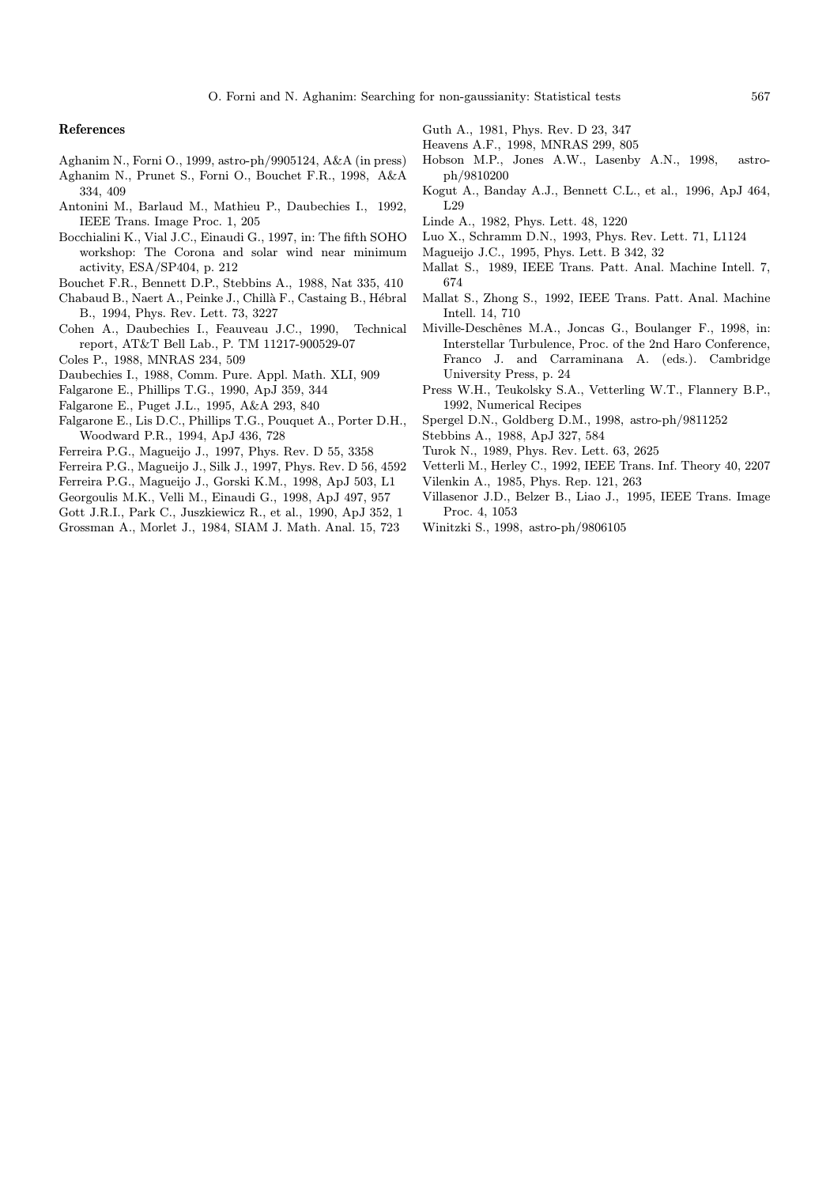## References

Aghanim N., Forni O., 1999, astro-ph/9905124, A&A (in press)

Aghanim N., Prunet S., Forni O., Bouchet F.R., 1998, A&A 334, 409

Antonini M., Barlaud M., Mathieu P., Daubechies I., 1992, IEEE Trans. Image Proc. 1, 205

Bocchialini K., Vial J.C., Einaudi G., 1997, in: The fifth SOHO workshop: The Corona and solar wind near minimum activity, ESA/SP404, p. 212

Bouchet F.R., Bennett D.P., Stebbins A., 1988, Nat 335, 410

Chabaud B., Naert A., Peinke J., Chillà F., Castaing B., Hébral B., 1994, Phys. Rev. Lett. 73, 3227

Cohen A., Daubechies I., Feauveau J.C., 1990, Technical report, AT&T Bell Lab., P. TM 11217-900529-07

Coles P., 1988, MNRAS 234, 509

Daubechies I., 1988, Comm. Pure. Appl. Math. XLI, 909

Falgarone E., Phillips T.G., 1990, ApJ 359, 344

Falgarone E., Puget J.L., 1995, A&A 293, 840

Falgarone E., Lis D.C., Phillips T.G., Pouquet A., Porter D.H., Woodward P.R., 1994, ApJ 436, 728

Ferreira P.G., Magueijo J., 1997, Phys. Rev. D 55, 3358

Ferreira P.G., Magueijo J., Silk J., 1997, Phys. Rev. D 56, 4592

Ferreira P.G., Magueijo J., Gorski K.M., 1998, ApJ 503, L1

Georgoulis M.K., Velli M., Einaudi G., 1998, ApJ 497, 957

Gott J.R.I., Park C., Juszkiewicz R., et al., 1990, ApJ 352, 1

Grossman A., Morlet J., 1984, SIAM J. Math. Anal. 15, 723

Guth A., 1981, Phys. Rev. D 23, 347

Heavens A.F., 1998, MNRAS 299, 805

Hobson M.P., Jones A.W., Lasenby A.N., 1998, astro-ph/9810200

Kogut A., Banday A.J., Bennett C.L., et al., 1996, ApJ 464, L29

Linde A., 1982, Phys. Lett. 48, 1220

Luo X., Schramm D.N., 1993, Phys. Rev. Lett. 71, L1124

Magueijo J.C., 1995, Phys. Lett. B 342, 32

Mallat S., 1989, IEEE Trans. Patt. Anal. Machine Intell. 7, 674

Mallat S., Zhong S., 1992, IEEE Trans. Patt. Anal. Machine Intell. 14, 710

Miville-Deschênes M.A., Joncas G., Boulanger F., 1998, in: Interstellar Turbulence, Proc. of the 2nd Haro Conference, Franco J. and Carraminana A. (eds.). Cambridge University Press, p. 24

Press W.H., Teukolsky S.A., Vetterling W.T., Flannery B.P., 1992, Numerical Recipes

Spergel D.N., Goldberg D.M., 1998, astro-ph/9811252

Stebbins A., 1988, ApJ 327, 584

Turok N., 1989, Phys. Rev. Lett. 63, 2625

Vetterli M., Herley C., 1992, IEEE Trans. Inf. Theory 40, 2207

Vilenkin A., 1985, Phys. Rep. 121, 263

Villasenor J.D., Belzer B., Liao J., 1995, IEEE Trans. Image Proc. 4, 1053

Winitzki S., 1998, astro-ph/9806105